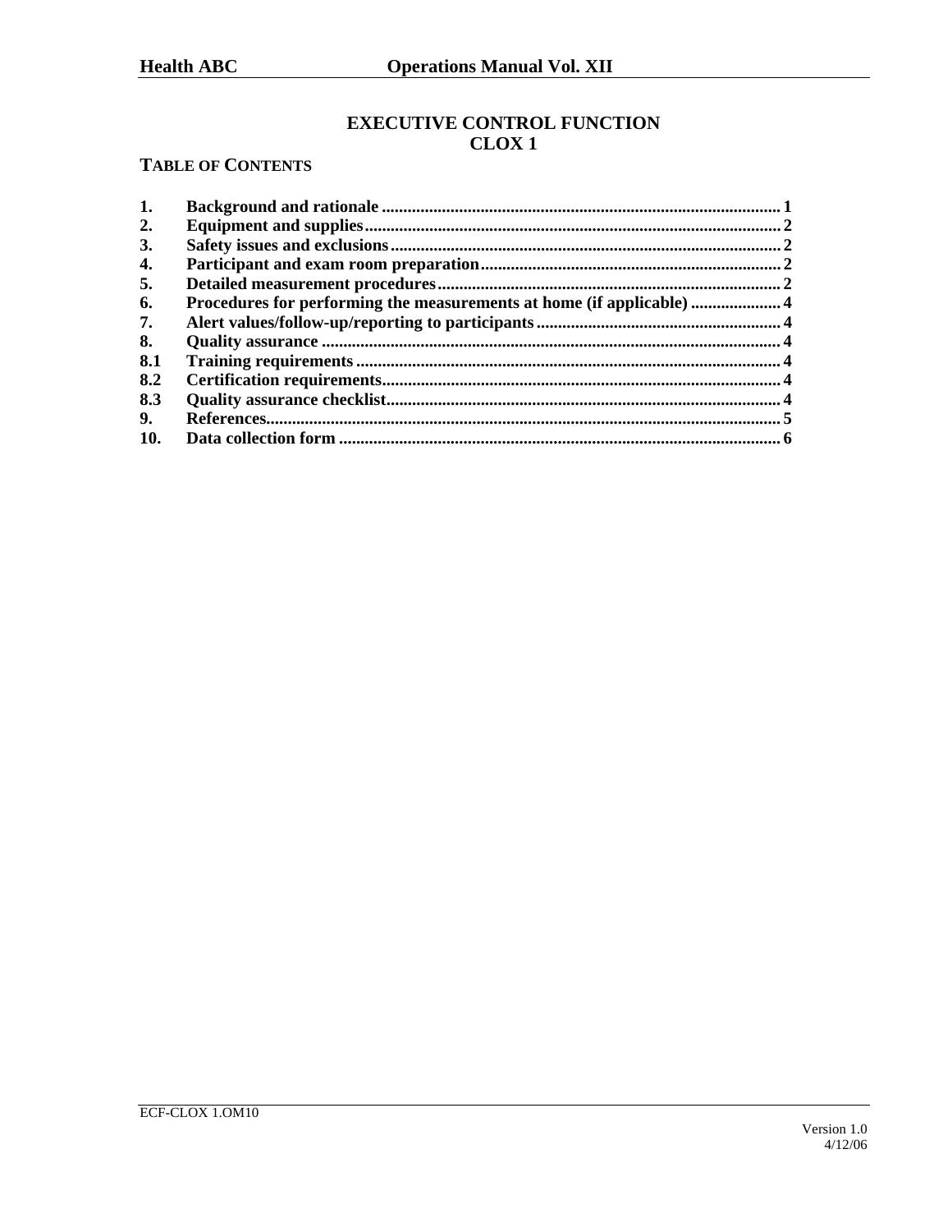# EXECUTIVE CONTROL FUNCTION
# CLOX 1

## TABLE OF CONTENTS

| | | |
|---|---|---|
| 1. | Background and rationale | 1 |
| 2. | Equipment and supplies | 2 |
| 3. | Safety issues and exclusions | 2 |
| 4. | Participant and exam room preparation | 2 |
| 5. | Detailed measurement procedures | 2 |
| 6. | Procedures for performing the measurements at home (if applicable) | 4 |
| 7. | Alert values/follow-up/reporting to participants | 4 |
| 8. | Quality assurance | 4 |
| 8.1 | Training requirements | 4 |
| 8.2 | Certification requirements | 4 |
| 8.3 | Quality assurance checklist | 4 |
| 9. | References | 5 |
| 10. | Data collection form | 6 |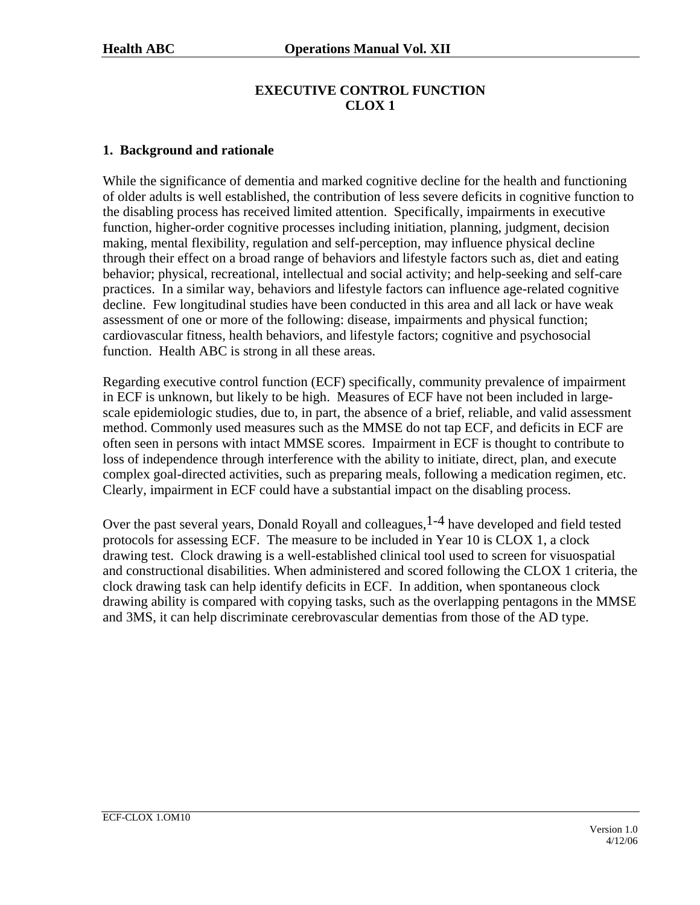# EXECUTIVE CONTROL FUNCTION
# CLOX 1

## 1. Background and rationale

While the significance of dementia and marked cognitive decline for the health and functioning of older adults is well established, the contribution of less severe deficits in cognitive function to the disabling process has received limited attention. Specifically, impairments in executive function, higher-order cognitive processes including initiation, planning, judgment, decision making, mental flexibility, regulation and self-perception, may influence physical decline through their effect on a broad range of behaviors and lifestyle factors such as, diet and eating behavior; physical, recreational, intellectual and social activity; and help-seeking and self-care practices. In a similar way, behaviors and lifestyle factors can influence age-related cognitive decline. Few longitudinal studies have been conducted in this area and all lack or have weak assessment of one or more of the following: disease, impairments and physical function; cardiovascular fitness, health behaviors, and lifestyle factors; cognitive and psychosocial function. Health ABC is strong in all these areas.

Regarding executive control function (ECF) specifically, community prevalence of impairment in ECF is unknown, but likely to be high. Measures of ECF have not been included in large-scale epidemiologic studies, due to, in part, the absence of a brief, reliable, and valid assessment method. Commonly used measures such as the MMSE do not tap ECF, and deficits in ECF are often seen in persons with intact MMSE scores. Impairment in ECF is thought to contribute to loss of independence through interference with the ability to initiate, direct, plan, and execute complex goal-directed activities, such as preparing meals, following a medication regimen, etc. Clearly, impairment in ECF could have a substantial impact on the disabling process.

Over the past several years, Donald Royall and colleagues,[1-4] have developed and field tested protocols for assessing ECF. The measure to be included in Year 10 is CLOX 1, a clock drawing test. Clock drawing is a well-established clinical tool used to screen for visuospatial and constructional disabilities. When administered and scored following the CLOX 1 criteria, the clock drawing task can help identify deficits in ECF. In addition, when spontaneous clock drawing ability is compared with copying tasks, such as the overlapping pentagons in the MMSE and 3MS, it can help discriminate cerebrovascular dementias from those of the AD type.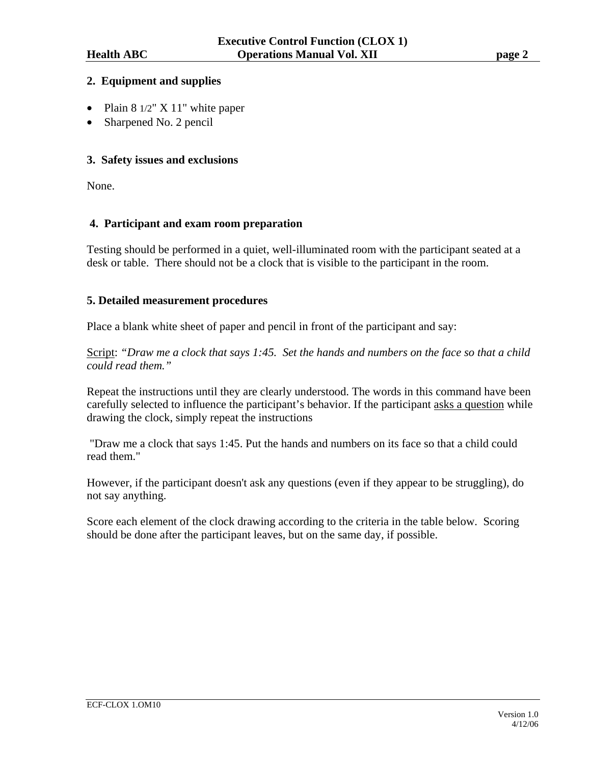## 2. Equipment and supplies

- Plain 8 1/2" X 11" white paper
- Sharpened No. 2 pencil

## 3. Safety issues and exclusions

None.

## 4. Participant and exam room preparation

Testing should be performed in a quiet, well-illuminated room with the participant seated at a desk or table. There should not be a clock that is visible to the participant in the room.

## 5. Detailed measurement procedures

Place a blank white sheet of paper and pencil in front of the participant and say:

Script: *"Draw me a clock that says 1:45. Set the hands and numbers on the face so that a child could read them."*

Repeat the instructions until they are clearly understood. The words in this command have been carefully selected to influence the participant's behavior. If the participant asks a question while drawing the clock, simply repeat the instructions

"Draw me a clock that says 1:45. Put the hands and numbers on its face so that a child could read them."

However, if the participant doesn't ask any questions (even if they appear to be struggling), do not say anything.

Score each element of the clock drawing according to the criteria in the table below. Scoring should be done after the participant leaves, but on the same day, if possible.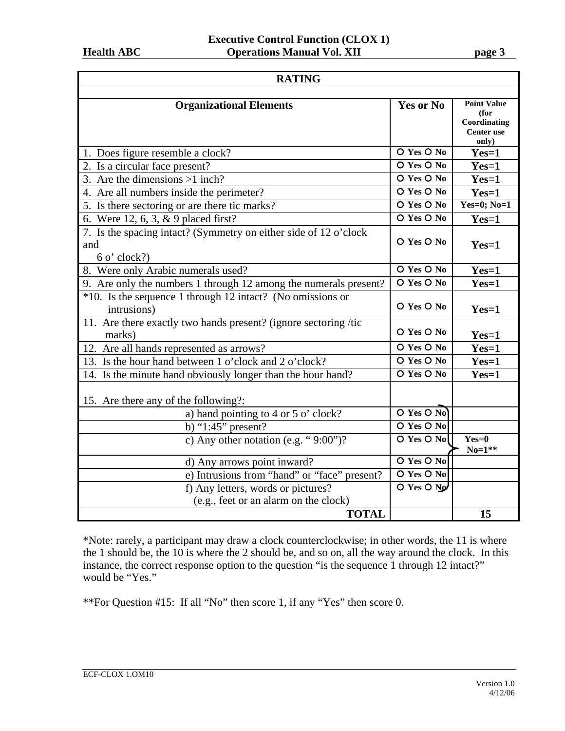| RATING | | |
|---|---|---|
| **Organizational Elements** | **Yes or No** | **Point Value (for Coordinating Center use only)** |
| 1. Does figure resemble a clock? | O Yes O No | **Yes=1** |
| 2. Is a circular face present? | O Yes O No | **Yes=1** |
| 3. Are the dimensions >1 inch? | O Yes O No | **Yes=1** |
| 4. Are all numbers inside the perimeter? | O Yes O No | **Yes=1** |
| 5. Is there sectoring or are there tic marks? | O Yes O No | **Yes=0; No=1** |
| 6. Were 12, 6, 3, & 9 placed first? | O Yes O No | **Yes=1** |
| 7. Is the spacing intact? (Symmetry on either side of 12 o'clock and 6 o' clock?) | O Yes O No | **Yes=1** |
| 8. Were only Arabic numerals used? | O Yes O No | **Yes=1** |
| 9. Are only the numbers 1 through 12 among the numerals present? | O Yes O No | **Yes=1** |
| *10. Is the sequence 1 through 12 intact? (No omissions or intrusions) | O Yes O No | **Yes=1** |
| 11. Are there exactly two hands present? (ignore sectoring /tic marks) | O Yes O No | **Yes=1** |
| 12. Are all hands represented as arrows? | O Yes O No | **Yes=1** |
| 13. Is the hour hand between 1 o'clock and 2 o'clock? | O Yes O No | **Yes=1** |
| 14. Is the minute hand obviously longer than the hour hand? | O Yes O No | **Yes=1** |
| 15. Are there any of the following?: | | |
| a) hand pointing to 4 or 5 o' clock? | O Yes O No | |
| b) "1:45" present? | O Yes O No | |
| c) Any other notation (e.g. " 9:00")? | O Yes O No | **Yes=0 No=1**** |
| d) Any arrows point inward? | O Yes O No | |
| e) Intrusions from "hand" or "face" present? | O Yes O No | |
| f) Any letters, words or pictures? (e.g., feet or an alarm on the clock) | O Yes O No | |
| **TOTAL** | | **15** |

*Note: rarely, a participant may draw a clock counterclockwise; in other words, the 11 is where the 1 should be, the 10 is where the 2 should be, and so on, all the way around the clock. In this instance, the correct response option to the question "is the sequence 1 through 12 intact?" would be "Yes."

**For Question #15: If all "No" then score 1, if any "Yes" then score 0.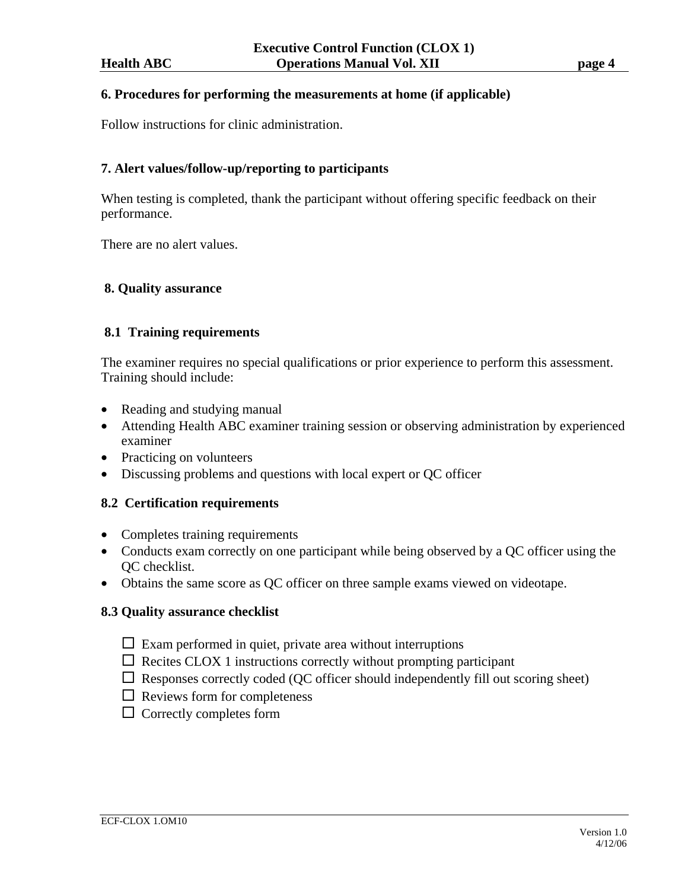## 6. Procedures for performing the measurements at home (if applicable)

Follow instructions for clinic administration.

## 7. Alert values/follow-up/reporting to participants

When testing is completed, thank the participant without offering specific feedback on their performance.

There are no alert values.

## 8. Quality assurance

### 8.1 Training requirements

The examiner requires no special qualifications or prior experience to perform this assessment. Training should include:

- Reading and studying manual
- Attending Health ABC examiner training session or observing administration by experienced examiner
- Practicing on volunteers
- Discussing problems and questions with local expert or QC officer

### 8.2 Certification requirements

- Completes training requirements
- Conducts exam correctly on one participant while being observed by a QC officer using the QC checklist.
- Obtains the same score as QC officer on three sample exams viewed on videotape.

### 8.3 Quality assurance checklist

- ☐ Exam performed in quiet, private area without interruptions
- ☐ Recites CLOX 1 instructions correctly without prompting participant
- ☐ Responses correctly coded (QC officer should independently fill out scoring sheet)
- ☐ Reviews form for completeness
- ☐ Correctly completes form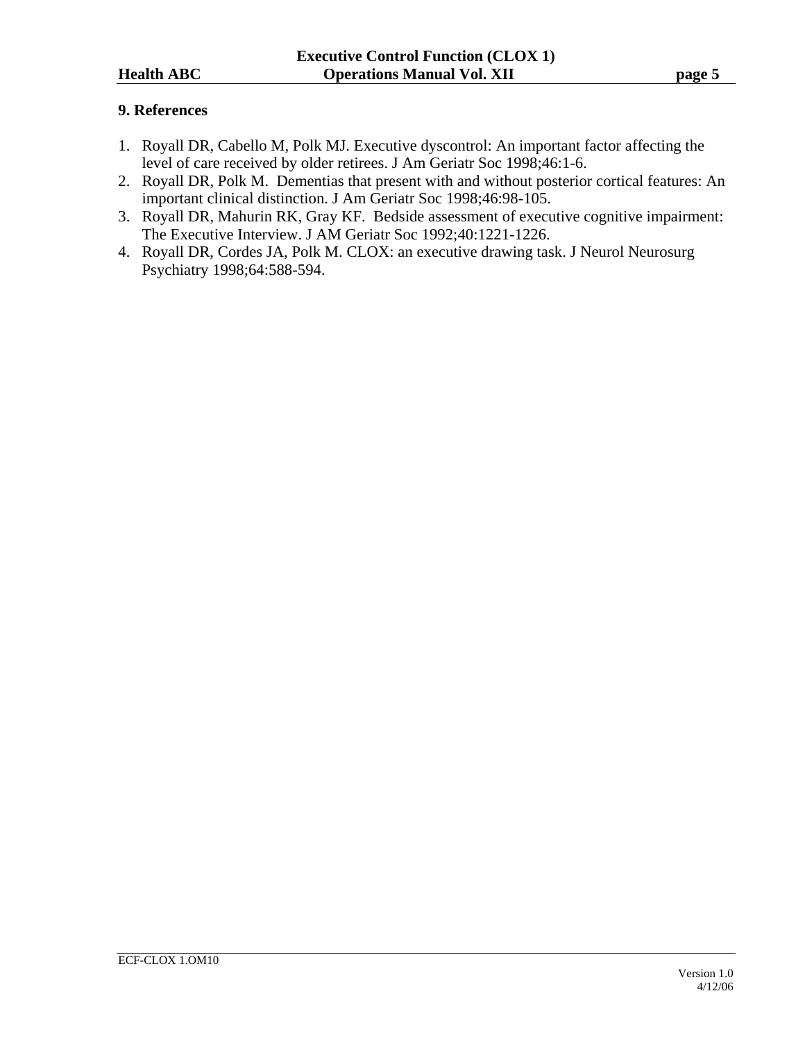## 9. References

1. Royall DR, Cabello M, Polk MJ. Executive dyscontrol: An important factor affecting the level of care received by older retirees. J Am Geriatr Soc 1998;46:1-6.
2. Royall DR, Polk M. Dementias that present with and without posterior cortical features: An important clinical distinction. J Am Geriatr Soc 1998;46:98-105.
3. Royall DR, Mahurin RK, Gray KF. Bedside assessment of executive cognitive impairment: The Executive Interview. J AM Geriatr Soc 1992;40:1221-1226.
4. Royall DR, Cordes JA, Polk M. CLOX: an executive drawing task. J Neurol Neurosurg Psychiatry 1998;64:588-594.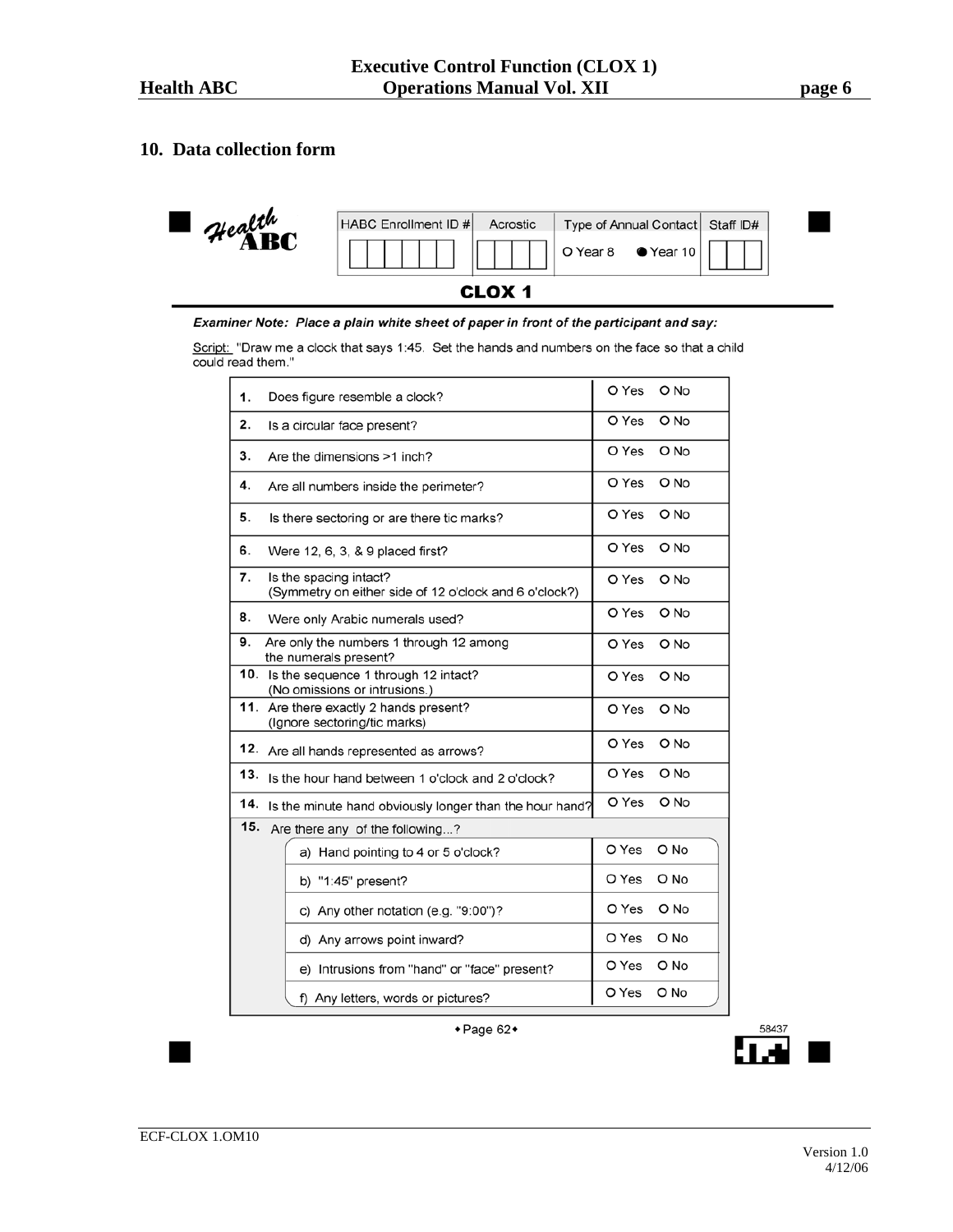## 10. Data collection form

Health ABC

| HABC Enrollment ID # | Acrostic | Type of Annual Contact | Staff ID# |
|---|---|---|---|
| | | O Year 8 ● Year 10 | |

# CLOX 1

***Examiner Note: Place a plain white sheet of paper in front of the participant and say:***

Script: "Draw me a clock that says 1:45. Set the hands and numbers on the face so that a child could read them."

| | | |
|---|---|---|
| 1. | Does figure resemble a clock? | O Yes O No |
| 2. | Is a circular face present? | O Yes O No |
| 3. | Are the dimensions >1 inch? | O Yes O No |
| 4. | Are all numbers inside the perimeter? | O Yes O No |
| 5. | Is there sectoring or are there tic marks? | O Yes O No |
| 6. | Were 12, 6, 3, & 9 placed first? | O Yes O No |
| 7. | Is the spacing intact? (Symmetry on either side of 12 o'clock and 6 o'clock?) | O Yes O No |
| 8. | Were only Arabic numerals used? | O Yes O No |
| 9. | Are only the numbers 1 through 12 among the numerals present? | O Yes O No |
| 10. | Is the sequence 1 through 12 intact? (No omissions or intrusions.) | O Yes O No |
| 11. | Are there exactly 2 hands present? (Ignore sectoring/tic marks) | O Yes O No |
| 12. | Are all hands represented as arrows? | O Yes O No |
| 13. | Is the hour hand between 1 o'clock and 2 o'clock? | O Yes O No |
| 14. | Is the minute hand obviously longer than the hour hand? | O Yes O No |
| 15. | Are there any of the following...? | |
| | a) Hand pointing to 4 or 5 o'clock? | O Yes O No |
| | b) "1:45" present? | O Yes O No |
| | c) Any other notation (e.g. "9:00")? | O Yes O No |
| | d) Any arrows point inward? | O Yes O No |
| | e) Intrusions from "hand" or "face" present? | O Yes O No |
| | f) Any letters, words or pictures? | O Yes O No |

• Page 62 •

58437